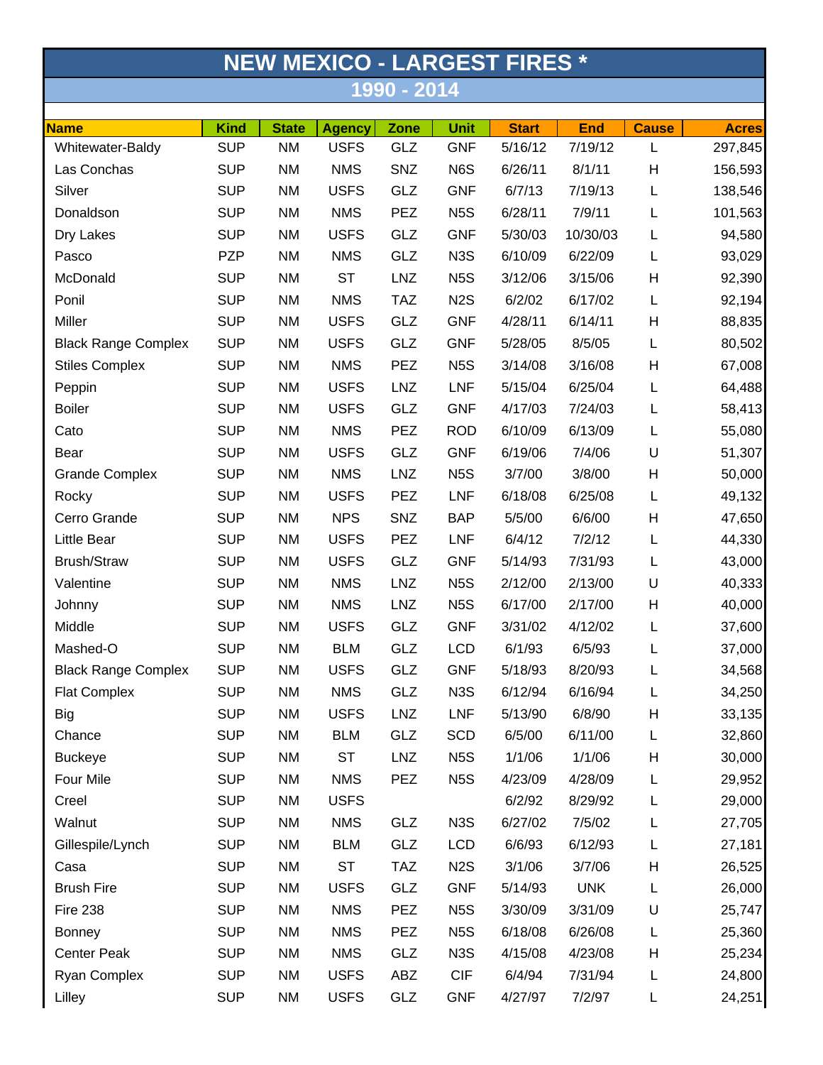# NEW MEXICO - LARGEST FIRES *

## 1990 - 2014

| Name | Kind | State | Agency | Zone | Unit | Start | End | Cause | Acres |
|---|---|---|---|---|---|---|---|---|---|
| Whitewater-Baldy | SUP | NM | USFS | GLZ | GNF | 5/16/12 | 7/19/12 | L | 297,845 |
| Las Conchas | SUP | NM | NMS | SNZ | N6S | 6/26/11 | 8/1/11 | H | 156,593 |
| Silver | SUP | NM | USFS | GLZ | GNF | 6/7/13 | 7/19/13 | L | 138,546 |
| Donaldson | SUP | NM | NMS | PEZ | N5S | 6/28/11 | 7/9/11 | L | 101,563 |
| Dry Lakes | SUP | NM | USFS | GLZ | GNF | 5/30/03 | 10/30/03 | L | 94,580 |
| Pasco | PZP | NM | NMS | GLZ | N3S | 6/10/09 | 6/22/09 | L | 93,029 |
| McDonald | SUP | NM | ST | LNZ | N5S | 3/12/06 | 3/15/06 | H | 92,390 |
| Ponil | SUP | NM | NMS | TAZ | N2S | 6/2/02 | 6/17/02 | L | 92,194 |
| Miller | SUP | NM | USFS | GLZ | GNF | 4/28/11 | 6/14/11 | H | 88,835 |
| Black Range Complex | SUP | NM | USFS | GLZ | GNF | 5/28/05 | 8/5/05 | L | 80,502 |
| Stiles Complex | SUP | NM | NMS | PEZ | N5S | 3/14/08 | 3/16/08 | H | 67,008 |
| Peppin | SUP | NM | USFS | LNZ | LNF | 5/15/04 | 6/25/04 | L | 64,488 |
| Boiler | SUP | NM | USFS | GLZ | GNF | 4/17/03 | 7/24/03 | L | 58,413 |
| Cato | SUP | NM | NMS | PEZ | ROD | 6/10/09 | 6/13/09 | L | 55,080 |
| Bear | SUP | NM | USFS | GLZ | GNF | 6/19/06 | 7/4/06 | U | 51,307 |
| Grande Complex | SUP | NM | NMS | LNZ | N5S | 3/7/00 | 3/8/00 | H | 50,000 |
| Rocky | SUP | NM | USFS | PEZ | LNF | 6/18/08 | 6/25/08 | L | 49,132 |
| Cerro Grande | SUP | NM | NPS | SNZ | BAP | 5/5/00 | 6/6/00 | H | 47,650 |
| Little Bear | SUP | NM | USFS | PEZ | LNF | 6/4/12 | 7/2/12 | L | 44,330 |
| Brush/Straw | SUP | NM | USFS | GLZ | GNF | 5/14/93 | 7/31/93 | L | 43,000 |
| Valentine | SUP | NM | NMS | LNZ | N5S | 2/12/00 | 2/13/00 | U | 40,333 |
| Johnny | SUP | NM | NMS | LNZ | N5S | 6/17/00 | 2/17/00 | H | 40,000 |
| Middle | SUP | NM | USFS | GLZ | GNF | 3/31/02 | 4/12/02 | L | 37,600 |
| Mashed-O | SUP | NM | BLM | GLZ | LCD | 6/1/93 | 6/5/93 | L | 37,000 |
| Black Range Complex | SUP | NM | USFS | GLZ | GNF | 5/18/93 | 8/20/93 | L | 34,568 |
| Flat Complex | SUP | NM | NMS | GLZ | N3S | 6/12/94 | 6/16/94 | L | 34,250 |
| Big | SUP | NM | USFS | LNZ | LNF | 5/13/90 | 6/8/90 | H | 33,135 |
| Chance | SUP | NM | BLM | GLZ | SCD | 6/5/00 | 6/11/00 | L | 32,860 |
| Buckeye | SUP | NM | ST | LNZ | N5S | 1/1/06 | 1/1/06 | H | 30,000 |
| Four Mile | SUP | NM | NMS | PEZ | N5S | 4/23/09 | 4/28/09 | L | 29,952 |
| Creel | SUP | NM | USFS | | | 6/2/92 | 8/29/92 | L | 29,000 |
| Walnut | SUP | NM | NMS | GLZ | N3S | 6/27/02 | 7/5/02 | L | 27,705 |
| Gillespile/Lynch | SUP | NM | BLM | GLZ | LCD | 6/6/93 | 6/12/93 | L | 27,181 |
| Casa | SUP | NM | ST | TAZ | N2S | 3/1/06 | 3/7/06 | H | 26,525 |
| Brush Fire | SUP | NM | USFS | GLZ | GNF | 5/14/93 | UNK | L | 26,000 |
| Fire 238 | SUP | NM | NMS | PEZ | N5S | 3/30/09 | 3/31/09 | U | 25,747 |
| Bonney | SUP | NM | NMS | PEZ | N5S | 6/18/08 | 6/26/08 | L | 25,360 |
| Center Peak | SUP | NM | NMS | GLZ | N3S | 4/15/08 | 4/23/08 | H | 25,234 |
| Ryan Complex | SUP | NM | USFS | ABZ | CIF | 6/4/94 | 7/31/94 | L | 24,800 |
| Lilley | SUP | NM | USFS | GLZ | GNF | 4/27/97 | 7/2/97 | L | 24,251 |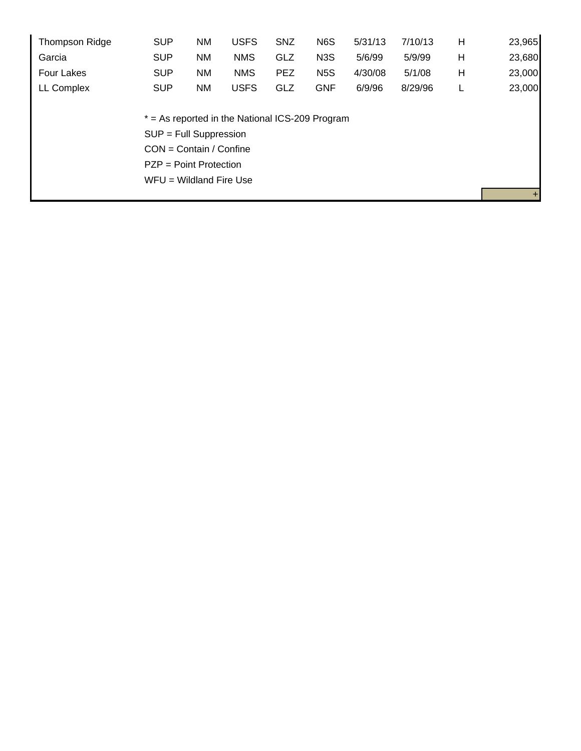| | | | | | | | | | |
|---|---|---|---|---|---|---|---|---|---|
| Thompson Ridge | SUP | NM | USFS | SNZ | N6S | 5/31/13 | 7/10/13 | H | 23,965 |
| Garcia | SUP | NM | NMS | GLZ | N3S | 5/6/99 | 5/9/99 | H | 23,680 |
| Four Lakes | SUP | NM | NMS | PEZ | N5S | 4/30/08 | 5/1/08 | H | 23,000 |
| LL Complex | SUP | NM | USFS | GLZ | GNF | 6/9/96 | 8/29/96 | L | 23,000 |

* = As reported in the National ICS-209 Program

SUP = Full Suppression

CON = Contain / Confine

PZP = Point Protection

WFU = Wildland Fire Use

+